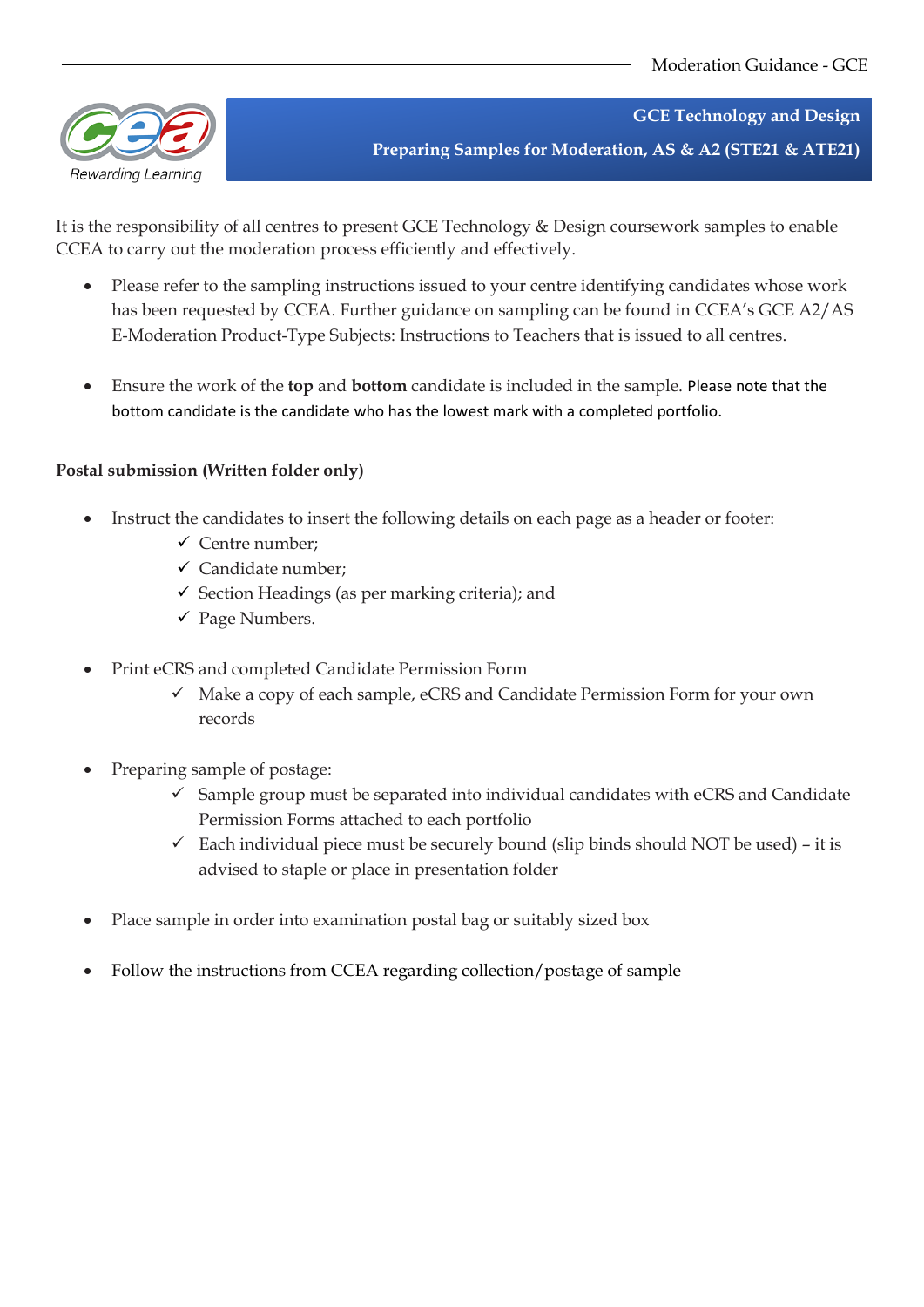# GCE Technology and Design

## Preparing Samples for Moderation, AS & A2 (STE21 & ATE21)

It is the responsibility of all centres to present GCE Technology & Design coursework samples to enable CCEA to carry out the moderation process efficiently and effectively.

- Please refer to the sampling instructions issued to your centre identifying candidates whose work has been requested by CCEA. Further guidance on sampling can be found in CCEA's GCE A2/AS E-Moderation Product-Type Subjects: Instructions to Teachers that is issued to all centres.

- Ensure the work of the **top** and **bottom** candidate is included in the sample. Please note that the bottom candidate is the candidate who has the lowest mark with a completed portfolio.

**Postal submission (Written folder only)**

- Instruct the candidates to insert the following details on each page as a header or footer:
  - ✓ Centre number;
  - ✓ Candidate number;
  - ✓ Section Headings (as per marking criteria); and
  - ✓ Page Numbers.

- Print eCRS and completed Candidate Permission Form
  - ✓ Make a copy of each sample, eCRS and Candidate Permission Form for your own records

- Preparing sample of postage:
  - ✓ Sample group must be separated into individual candidates with eCRS and Candidate Permission Forms attached to each portfolio
  - ✓ Each individual piece must be securely bound (slip binds should NOT be used) – it is advised to staple or place in presentation folder

- Place sample in order into examination postal bag or suitably sized box

- Follow the instructions from CCEA regarding collection/postage of sample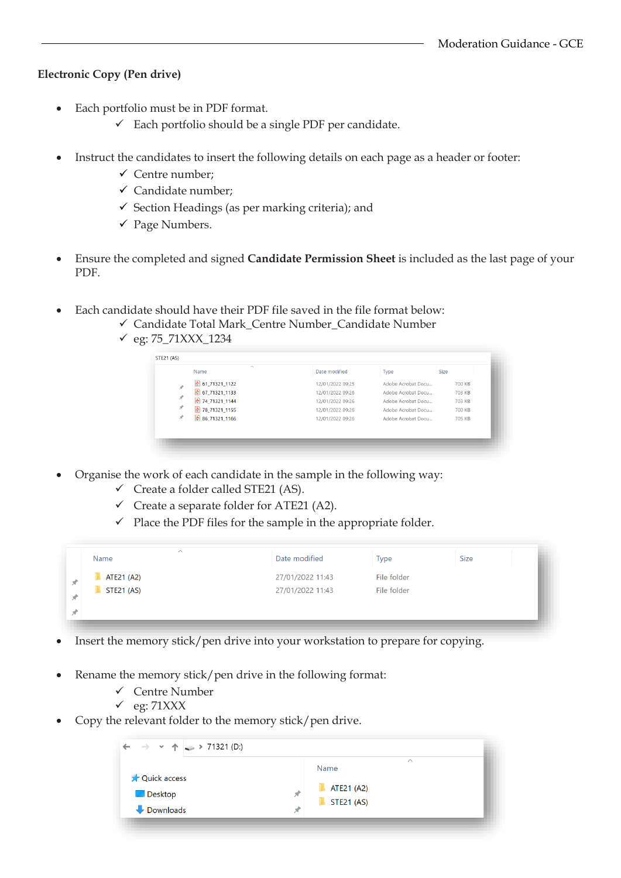**Electronic Copy (Pen drive)**

- Each portfolio must be in PDF format.
  - ✓ Each portfolio should be a single PDF per candidate.

- Instruct the candidates to insert the following details on each page as a header or footer:
  - ✓ Centre number;
  - ✓ Candidate number;
  - ✓ Section Headings (as per marking criteria); and
  - ✓ Page Numbers.

- Ensure the completed and signed **Candidate Permission Sheet** is included as the last page of your PDF.

- Each candidate should have their PDF file saved in the file format below:
  - ✓ Candidate Total Mark_Centre Number_Candidate Number
  - ✓ eg: 75_71XXX_1234

STE21 (AS)

| Name | Date modified | Type | Size |
|---|---|---|---|
| 61_71321_1122 | 12/01/2022 09:25 | Adobe Acrobat Docu... | 700 KB |
| 67_71321_1133 | 12/01/2022 09:26 | Adobe Acrobat Docu... | 703 KB |
| 74_71321_1144 | 12/01/2022 09:26 | Adobe Acrobat Docu... | 703 KB |
| 78_71321_1155 | 12/01/2022 09:26 | Adobe Acrobat Docu... | 700 KB |
| 86_71321_1166 | 12/01/2022 09:26 | Adobe Acrobat Docu... | 705 KB |

- Organise the work of each candidate in the sample in the following way:
  - ✓ Create a folder called STE21 (AS).
  - ✓ Create a separate folder for ATE21 (A2).
  - ✓ Place the PDF files for the sample in the appropriate folder.

| Name | Date modified | Type | Size |
|---|---|---|---|
| ATE21 (A2) | 27/01/2022 11:43 | File folder | |
| STE21 (AS) | 27/01/2022 11:43 | File folder | |

- Insert the memory stick/pen drive into your workstation to prepare for copying.

- Rename the memory stick/pen drive in the following format:
  - ✓ Centre Number
  - ✓ eg: 71XXX
- Copy the relevant folder to the memory stick/pen drive.

71321 (D:)

- Quick access
- Desktop
- Downloads

| Name |
|---|
| ATE21 (A2) |
| STE21 (AS) |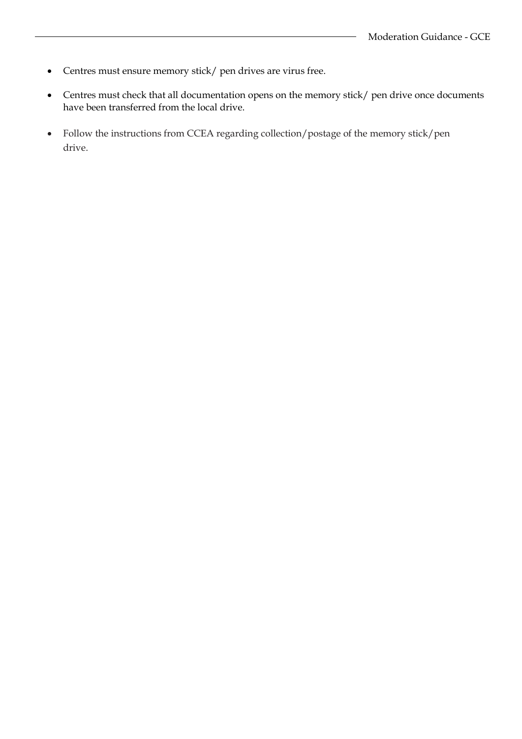- Centres must ensure memory stick/ pen drives are virus free.
- Centres must check that all documentation opens on the memory stick/ pen drive once documents have been transferred from the local drive.
- Follow the instructions from CCEA regarding collection/postage of the memory stick/pen drive.